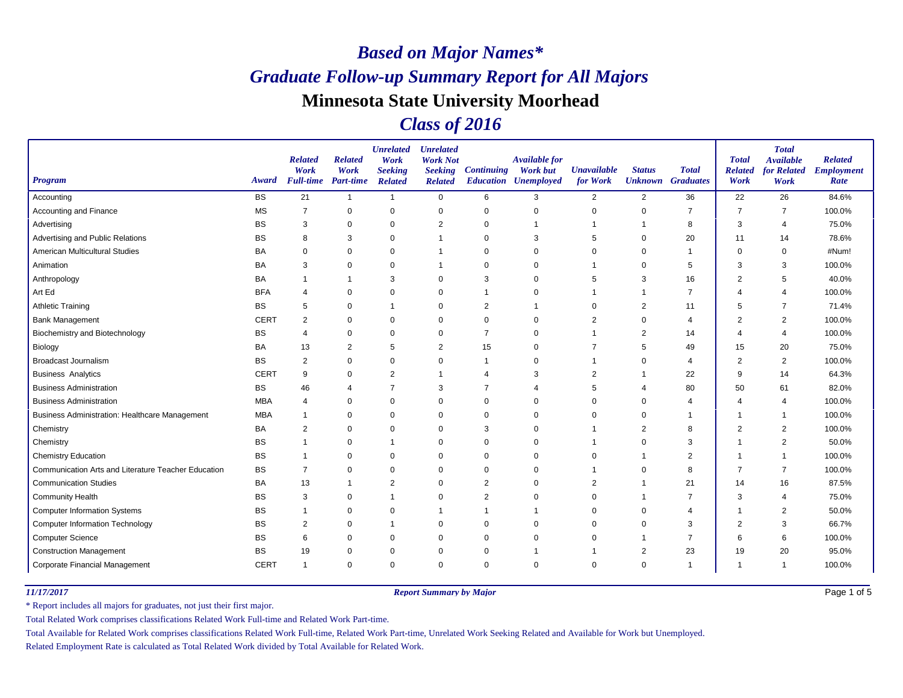# *Based on Major Names**

# *Graduate Follow-up Summary Report for All Majors*

# Minnesota State University Moorhead

# *Class of 2016*

| *Program* | *Award* | *Related Work Full-time* | *Related Work Part-time* | *Unrelated Work Seeking Related* | *Unrelated Work Not Seeking Related* | *Continuing Education* | *Available for Work but Unemployed* | *Unavailable for Work* | *Status Unknown* | *Total Graduates* | *Total Related Work* | *Total Available for Related Work* | *Related Employment Rate* |
|---|---|---|---|---|---|---|---|---|---|---|---|---|---|
| Accounting | BS | 21 | 1 | 1 | 0 | 6 | 3 | 2 | 2 | 36 | 22 | 26 | 84.6% |
| Accounting and Finance | MS | 7 | 0 | 0 | 0 | 0 | 0 | 0 | 0 | 7 | 7 | 7 | 100.0% |
| Advertising | BS | 3 | 0 | 0 | 2 | 0 | 1 | 1 | 1 | 8 | 3 | 4 | 75.0% |
| Advertising and Public Relations | BS | 8 | 3 | 0 | 1 | 0 | 3 | 5 | 0 | 20 | 11 | 14 | 78.6% |
| American Multicultural Studies | BA | 0 | 0 | 0 | 1 | 0 | 0 | 0 | 0 | 1 | 0 | 0 | #Num! |
| Animation | BA | 3 | 0 | 0 | 1 | 0 | 0 | 1 | 0 | 5 | 3 | 3 | 100.0% |
| Anthropology | BA | 1 | 1 | 3 | 0 | 3 | 0 | 5 | 3 | 16 | 2 | 5 | 40.0% |
| Art Ed | BFA | 4 | 0 | 0 | 0 | 1 | 0 | 1 | 1 | 7 | 4 | 4 | 100.0% |
| Athletic Training | BS | 5 | 0 | 1 | 0 | 2 | 1 | 0 | 2 | 11 | 5 | 7 | 71.4% |
| Bank Management | CERT | 2 | 0 | 0 | 0 | 0 | 0 | 2 | 0 | 4 | 2 | 2 | 100.0% |
| Biochemistry and Biotechnology | BS | 4 | 0 | 0 | 0 | 7 | 0 | 1 | 2 | 14 | 4 | 4 | 100.0% |
| Biology | BA | 13 | 2 | 5 | 2 | 15 | 0 | 7 | 5 | 49 | 15 | 20 | 75.0% |
| Broadcast Journalism | BS | 2 | 0 | 0 | 0 | 1 | 0 | 1 | 0 | 4 | 2 | 2 | 100.0% |
| Business Analytics | CERT | 9 | 0 | 2 | 1 | 4 | 3 | 2 | 1 | 22 | 9 | 14 | 64.3% |
| Business Administration | BS | 46 | 4 | 7 | 3 | 7 | 4 | 5 | 4 | 80 | 50 | 61 | 82.0% |
| Business Administration | MBA | 4 | 0 | 0 | 0 | 0 | 0 | 0 | 0 | 4 | 4 | 4 | 100.0% |
| Business Administration: Healthcare Management | MBA | 1 | 0 | 0 | 0 | 0 | 0 | 0 | 0 | 1 | 1 | 1 | 100.0% |
| Chemistry | BA | 2 | 0 | 0 | 0 | 3 | 0 | 1 | 2 | 8 | 2 | 2 | 100.0% |
| Chemistry | BS | 1 | 0 | 1 | 0 | 0 | 0 | 1 | 0 | 3 | 1 | 2 | 50.0% |
| Chemistry Education | BS | 1 | 0 | 0 | 0 | 0 | 0 | 0 | 1 | 2 | 1 | 1 | 100.0% |
| Communication Arts and Literature Teacher Education | BS | 7 | 0 | 0 | 0 | 0 | 0 | 1 | 0 | 8 | 7 | 7 | 100.0% |
| Communication Studies | BA | 13 | 1 | 2 | 0 | 2 | 0 | 2 | 1 | 21 | 14 | 16 | 87.5% |
| Community Health | BS | 3 | 0 | 1 | 0 | 2 | 0 | 0 | 1 | 7 | 3 | 4 | 75.0% |
| Computer Information Systems | BS | 1 | 0 | 0 | 1 | 1 | 1 | 0 | 0 | 4 | 1 | 2 | 50.0% |
| Computer Information Technology | BS | 2 | 0 | 1 | 0 | 0 | 0 | 0 | 0 | 3 | 2 | 3 | 66.7% |
| Computer Science | BS | 6 | 0 | 0 | 0 | 0 | 0 | 0 | 1 | 7 | 6 | 6 | 100.0% |
| Construction Management | BS | 19 | 0 | 0 | 0 | 0 | 1 | 1 | 2 | 23 | 19 | 20 | 95.0% |
| Corporate Financial Management | CERT | 1 | 0 | 0 | 0 | 0 | 0 | 0 | 0 | 1 | 1 | 1 | 100.0% |

*11/17/2017* *Report Summary by Major*

\* Report includes all majors for graduates, not just their first major.

Total Related Work comprises classifications Related Work Full-time and Related Work Part-time.

Total Available for Related Work comprises classifications Related Work Full-time, Related Work Part-time, Unrelated Work Seeking Related and Available for Work but Unemployed.

Related Employment Rate is calculated as Total Related Work divided by Total Available for Related Work.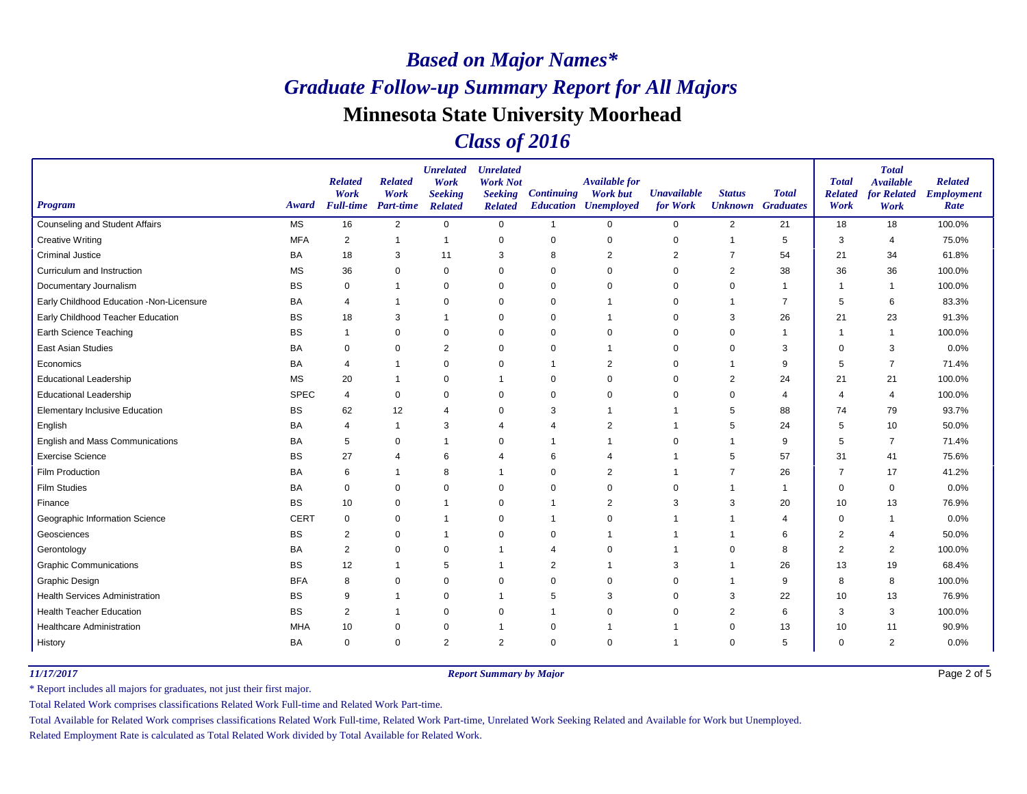# *Based on Major Names**

# *Graduate Follow-up Summary Report for All Majors*

## Minnesota State University Moorhead

## *Class of 2016*

| *Program* | *Award* | *Related Work Full-time* | *Related Work Part-time* | *Unrelated Work Seeking Related* | *Unrelated Work Not Seeking Related* | *Continuing Education* | *Available for Work but Unemployed* | *Unavailable for Work* | *Status Unknown* | *Total Graduates* | *Total Related Work* | *Total Available for Related Work* | *Related Employment Rate* |
|---|---|---|---|---|---|---|---|---|---|---|---|---|---|
| Counseling and Student Affairs | MS | 16 | 2 | 0 | 0 | 1 | 0 | 0 | 2 | 21 | 18 | 18 | 100.0% |
| Creative Writing | MFA | 2 | 1 | 1 | 0 | 0 | 0 | 0 | 1 | 5 | 3 | 4 | 75.0% |
| Criminal Justice | BA | 18 | 3 | 11 | 3 | 8 | 2 | 2 | 7 | 54 | 21 | 34 | 61.8% |
| Curriculum and Instruction | MS | 36 | 0 | 0 | 0 | 0 | 0 | 0 | 2 | 38 | 36 | 36 | 100.0% |
| Documentary Journalism | BS | 0 | 1 | 0 | 0 | 0 | 0 | 0 | 0 | 1 | 1 | 1 | 100.0% |
| Early Childhood Education -Non-Licensure | BA | 4 | 1 | 0 | 0 | 0 | 1 | 0 | 1 | 7 | 5 | 6 | 83.3% |
| Early Childhood Teacher Education | BS | 18 | 3 | 1 | 0 | 0 | 1 | 0 | 3 | 26 | 21 | 23 | 91.3% |
| Earth Science Teaching | BS | 1 | 0 | 0 | 0 | 0 | 0 | 0 | 0 | 1 | 1 | 1 | 100.0% |
| East Asian Studies | BA | 0 | 0 | 2 | 0 | 0 | 1 | 0 | 0 | 3 | 0 | 3 | 0.0% |
| Economics | BA | 4 | 1 | 0 | 0 | 1 | 2 | 0 | 1 | 9 | 5 | 7 | 71.4% |
| Educational Leadership | MS | 20 | 1 | 0 | 1 | 0 | 0 | 0 | 2 | 24 | 21 | 21 | 100.0% |
| Educational Leadership | SPEC | 4 | 0 | 0 | 0 | 0 | 0 | 0 | 0 | 4 | 4 | 4 | 100.0% |
| Elementary Inclusive Education | BS | 62 | 12 | 4 | 0 | 3 | 1 | 1 | 5 | 88 | 74 | 79 | 93.7% |
| English | BA | 4 | 1 | 3 | 4 | 4 | 2 | 1 | 5 | 24 | 5 | 10 | 50.0% |
| English and Mass Communications | BA | 5 | 0 | 1 | 0 | 1 | 1 | 0 | 1 | 9 | 5 | 7 | 71.4% |
| Exercise Science | BS | 27 | 4 | 6 | 4 | 6 | 4 | 1 | 5 | 57 | 31 | 41 | 75.6% |
| Film Production | BA | 6 | 1 | 8 | 1 | 0 | 2 | 1 | 7 | 26 | 7 | 17 | 41.2% |
| Film Studies | BA | 0 | 0 | 0 | 0 | 0 | 0 | 0 | 1 | 1 | 0 | 0 | 0.0% |
| Finance | BS | 10 | 0 | 1 | 0 | 1 | 2 | 3 | 3 | 20 | 10 | 13 | 76.9% |
| Geographic Information Science | CERT | 0 | 0 | 1 | 0 | 1 | 0 | 1 | 1 | 4 | 0 | 1 | 0.0% |
| Geosciences | BS | 2 | 0 | 1 | 0 | 0 | 1 | 1 | 1 | 6 | 2 | 4 | 50.0% |
| Gerontology | BA | 2 | 0 | 0 | 1 | 4 | 0 | 1 | 0 | 8 | 2 | 2 | 100.0% |
| Graphic Communications | BS | 12 | 1 | 5 | 1 | 2 | 1 | 3 | 1 | 26 | 13 | 19 | 68.4% |
| Graphic Design | BFA | 8 | 0 | 0 | 0 | 0 | 0 | 0 | 1 | 9 | 8 | 8 | 100.0% |
| Health Services Administration | BS | 9 | 1 | 0 | 1 | 5 | 3 | 0 | 3 | 22 | 10 | 13 | 76.9% |
| Health Teacher Education | BS | 2 | 1 | 0 | 0 | 1 | 0 | 0 | 2 | 6 | 3 | 3 | 100.0% |
| Healthcare Administration | MHA | 10 | 0 | 0 | 1 | 0 | 1 | 1 | 0 | 13 | 10 | 11 | 90.9% |
| History | BA | 0 | 0 | 2 | 2 | 0 | 0 | 1 | 0 | 5 | 0 | 2 | 0.0% |

*11/17/2017* — ***Report Summary by Major***

\* Report includes all majors for graduates, not just their first major.

Total Related Work comprises classifications Related Work Full-time and Related Work Part-time.

Total Available for Related Work comprises classifications Related Work Full-time, Related Work Part-time, Unrelated Work Seeking Related and Available for Work but Unemployed.

Related Employment Rate is calculated as Total Related Work divided by Total Available for Related Work.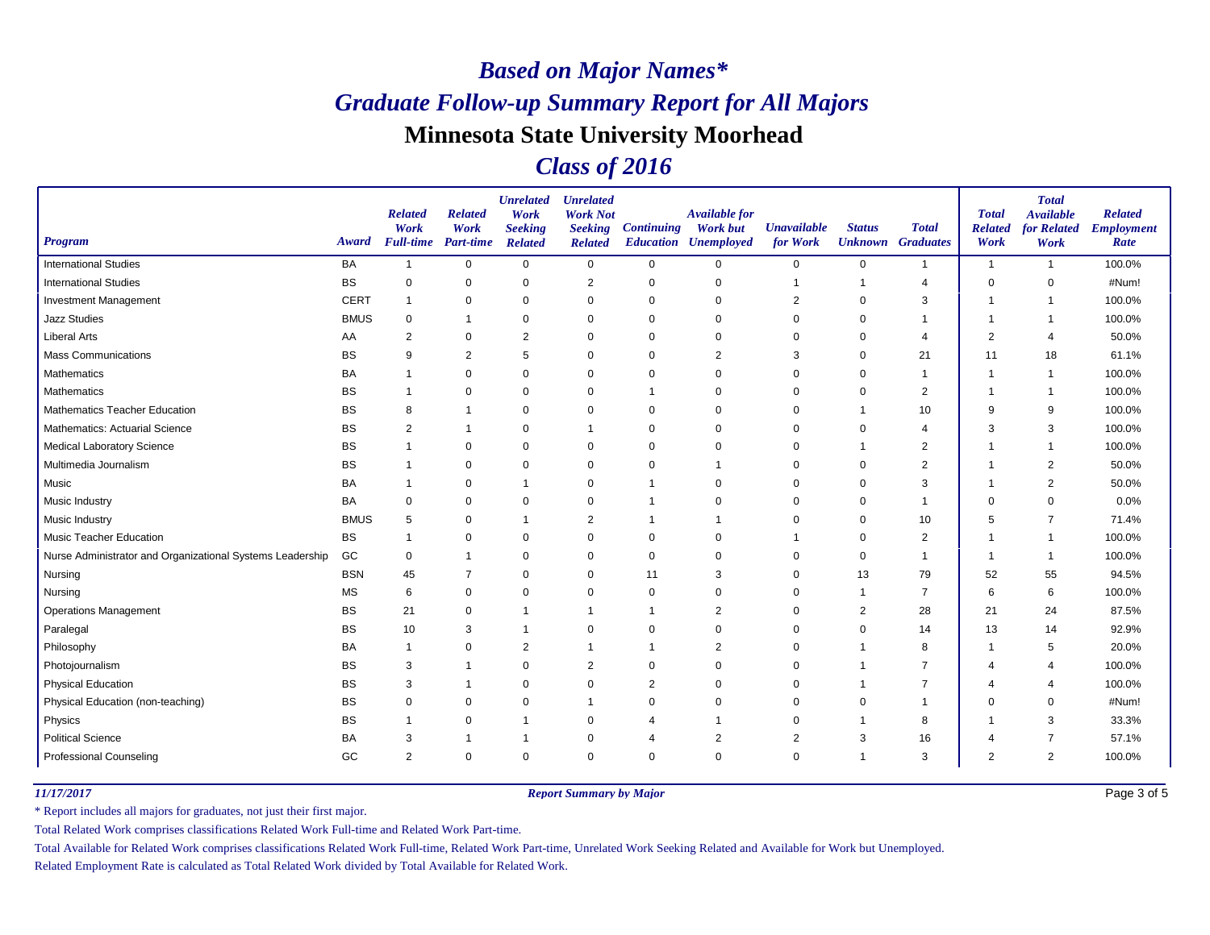# *Based on Major Names**
# *Graduate Follow-up Summary Report for All Majors*
# Minnesota State University Moorhead
# *Class of 2016*

| *Program* | *Award* | *Related Work Full-time* | *Related Work Part-time* | *Unrelated Work Seeking Related* | *Unrelated Work Not Seeking Related* | *Continuing Education* | *Available for Work but Unemployed* | *Unavailable for Work* | *Status Unknown* | *Total Graduates* | *Total Related Work* | *Total Available for Related Work* | *Related Employment Rate* |
|---|---|---|---|---|---|---|---|---|---|---|---|---|---|
| International Studies | BA | 1 | 0 | 0 | 0 | 0 | 0 | 0 | 0 | 1 | 1 | 1 | 100.0% |
| International Studies | BS | 0 | 0 | 0 | 2 | 0 | 0 | 1 | 1 | 4 | 0 | 0 | #Num! |
| Investment Management | CERT | 1 | 0 | 0 | 0 | 0 | 0 | 2 | 0 | 3 | 1 | 1 | 100.0% |
| Jazz Studies | BMUS | 0 | 1 | 0 | 0 | 0 | 0 | 0 | 0 | 1 | 1 | 1 | 100.0% |
| Liberal Arts | AA | 2 | 0 | 2 | 0 | 0 | 0 | 0 | 0 | 4 | 2 | 4 | 50.0% |
| Mass Communications | BS | 9 | 2 | 5 | 0 | 0 | 2 | 3 | 0 | 21 | 11 | 18 | 61.1% |
| Mathematics | BA | 1 | 0 | 0 | 0 | 0 | 0 | 0 | 0 | 1 | 1 | 1 | 100.0% |
| Mathematics | BS | 1 | 0 | 0 | 0 | 1 | 0 | 0 | 0 | 2 | 1 | 1 | 100.0% |
| Mathematics Teacher Education | BS | 8 | 1 | 0 | 0 | 0 | 0 | 0 | 1 | 10 | 9 | 9 | 100.0% |
| Mathematics: Actuarial Science | BS | 2 | 1 | 0 | 1 | 0 | 0 | 0 | 0 | 4 | 3 | 3 | 100.0% |
| Medical Laboratory Science | BS | 1 | 0 | 0 | 0 | 0 | 0 | 0 | 1 | 2 | 1 | 1 | 100.0% |
| Multimedia Journalism | BS | 1 | 0 | 0 | 0 | 0 | 1 | 0 | 0 | 2 | 1 | 2 | 50.0% |
| Music | BA | 1 | 0 | 1 | 0 | 1 | 0 | 0 | 0 | 3 | 1 | 2 | 50.0% |
| Music Industry | BA | 0 | 0 | 0 | 0 | 1 | 0 | 0 | 0 | 1 | 0 | 0 | 0.0% |
| Music Industry | BMUS | 5 | 0 | 1 | 2 | 1 | 1 | 0 | 0 | 10 | 5 | 7 | 71.4% |
| Music Teacher Education | BS | 1 | 0 | 0 | 0 | 0 | 0 | 1 | 0 | 2 | 1 | 1 | 100.0% |
| Nurse Administrator and Organizational Systems Leadership | GC | 0 | 1 | 0 | 0 | 0 | 0 | 0 | 0 | 1 | 1 | 1 | 100.0% |
| Nursing | BSN | 45 | 7 | 0 | 0 | 11 | 3 | 0 | 13 | 79 | 52 | 55 | 94.5% |
| Nursing | MS | 6 | 0 | 0 | 0 | 0 | 0 | 0 | 1 | 7 | 6 | 6 | 100.0% |
| Operations Management | BS | 21 | 0 | 1 | 1 | 1 | 2 | 0 | 2 | 28 | 21 | 24 | 87.5% |
| Paralegal | BS | 10 | 3 | 1 | 0 | 0 | 0 | 0 | 0 | 14 | 13 | 14 | 92.9% |
| Philosophy | BA | 1 | 0 | 2 | 1 | 1 | 2 | 0 | 1 | 8 | 1 | 5 | 20.0% |
| Photojournalism | BS | 3 | 1 | 0 | 2 | 0 | 0 | 0 | 1 | 7 | 4 | 4 | 100.0% |
| Physical Education | BS | 3 | 1 | 0 | 0 | 2 | 0 | 0 | 1 | 7 | 4 | 4 | 100.0% |
| Physical Education (non-teaching) | BS | 0 | 0 | 0 | 1 | 0 | 0 | 0 | 0 | 1 | 0 | 0 | #Num! |
| Physics | BS | 1 | 0 | 1 | 0 | 4 | 1 | 0 | 1 | 8 | 1 | 3 | 33.3% |
| Political Science | BA | 3 | 1 | 1 | 0 | 4 | 2 | 2 | 3 | 16 | 4 | 7 | 57.1% |
| Professional Counseling | GC | 2 | 0 | 0 | 0 | 0 | 0 | 0 | 1 | 3 | 2 | 2 | 100.0% |

*11/17/2017* *Report Summary by Major*

\* Report includes all majors for graduates, not just their first major.

Total Related Work comprises classifications Related Work Full-time and Related Work Part-time.

Total Available for Related Work comprises classifications Related Work Full-time, Related Work Part-time, Unrelated Work Seeking Related and Available for Work but Unemployed.

Related Employment Rate is calculated as Total Related Work divided by Total Available for Related Work.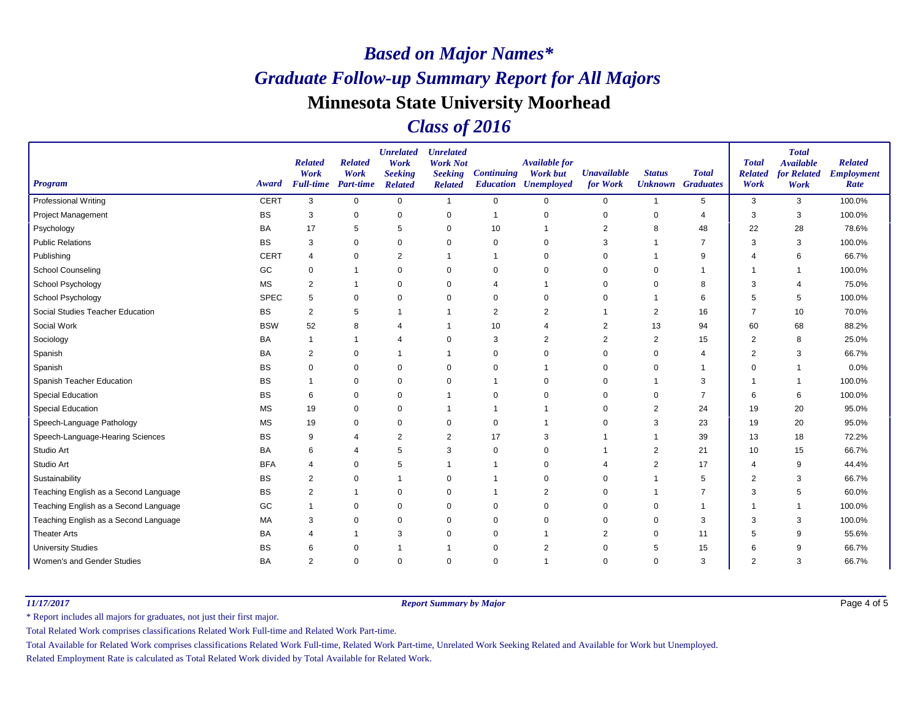# *Based on Major Names**

# *Graduate Follow-up Summary Report for All Majors*

## Minnesota State University Moorhead

## *Class of 2016*

| Program | Award | Related Work Full-time | Related Work Part-time | Unrelated Work Seeking Related | Unrelated Work Not Seeking Related | Continuing Education | Available for Work but Unemployed | Unavailable for Work | Status Unknown | Total Graduates | Total Related Work | Total Available for Related Work | Related Employment Rate |
|---|---|---|---|---|---|---|---|---|---|---|---|---|---|
| Professional Writing | CERT | 3 | 0 | 0 | 1 | 0 | 0 | 0 | 1 | 5 | 3 | 3 | 100.0% |
| Project Management | BS | 3 | 0 | 0 | 0 | 1 | 0 | 0 | 0 | 4 | 3 | 3 | 100.0% |
| Psychology | BA | 17 | 5 | 5 | 0 | 10 | 1 | 2 | 8 | 48 | 22 | 28 | 78.6% |
| Public Relations | BS | 3 | 0 | 0 | 0 | 0 | 0 | 3 | 1 | 7 | 3 | 3 | 100.0% |
| Publishing | CERT | 4 | 0 | 2 | 1 | 1 | 0 | 0 | 1 | 9 | 4 | 6 | 66.7% |
| School Counseling | GC | 0 | 1 | 0 | 0 | 0 | 0 | 0 | 0 | 1 | 1 | 1 | 100.0% |
| School Psychology | MS | 2 | 1 | 0 | 0 | 4 | 1 | 0 | 0 | 8 | 3 | 4 | 75.0% |
| School Psychology | SPEC | 5 | 0 | 0 | 0 | 0 | 0 | 0 | 1 | 6 | 5 | 5 | 100.0% |
| Social Studies Teacher Education | BS | 2 | 5 | 1 | 1 | 2 | 2 | 1 | 2 | 16 | 7 | 10 | 70.0% |
| Social Work | BSW | 52 | 8 | 4 | 1 | 10 | 4 | 2 | 13 | 94 | 60 | 68 | 88.2% |
| Sociology | BA | 1 | 1 | 4 | 0 | 3 | 2 | 2 | 2 | 15 | 2 | 8 | 25.0% |
| Spanish | BA | 2 | 0 | 1 | 1 | 0 | 0 | 0 | 0 | 4 | 2 | 3 | 66.7% |
| Spanish | BS | 0 | 0 | 0 | 0 | 0 | 1 | 0 | 0 | 1 | 0 | 1 | 0.0% |
| Spanish Teacher Education | BS | 1 | 0 | 0 | 0 | 1 | 0 | 0 | 1 | 3 | 1 | 1 | 100.0% |
| Special Education | BS | 6 | 0 | 0 | 1 | 0 | 0 | 0 | 0 | 7 | 6 | 6 | 100.0% |
| Special Education | MS | 19 | 0 | 0 | 1 | 1 | 1 | 0 | 2 | 24 | 19 | 20 | 95.0% |
| Speech-Language Pathology | MS | 19 | 0 | 0 | 0 | 0 | 1 | 0 | 3 | 23 | 19 | 20 | 95.0% |
| Speech-Language-Hearing Sciences | BS | 9 | 4 | 2 | 2 | 17 | 3 | 1 | 1 | 39 | 13 | 18 | 72.2% |
| Studio Art | BA | 6 | 4 | 5 | 3 | 0 | 0 | 1 | 2 | 21 | 10 | 15 | 66.7% |
| Studio Art | BFA | 4 | 0 | 5 | 1 | 1 | 0 | 4 | 2 | 17 | 4 | 9 | 44.4% |
| Sustainability | BS | 2 | 0 | 1 | 0 | 1 | 0 | 0 | 1 | 5 | 2 | 3 | 66.7% |
| Teaching English as a Second Language | BS | 2 | 1 | 0 | 0 | 1 | 2 | 0 | 1 | 7 | 3 | 5 | 60.0% |
| Teaching English as a Second Language | GC | 1 | 0 | 0 | 0 | 0 | 0 | 0 | 0 | 1 | 1 | 1 | 100.0% |
| Teaching English as a Second Language | MA | 3 | 0 | 0 | 0 | 0 | 0 | 0 | 0 | 3 | 3 | 3 | 100.0% |
| Theater Arts | BA | 4 | 1 | 3 | 0 | 0 | 1 | 2 | 0 | 11 | 5 | 9 | 55.6% |
| University Studies | BS | 6 | 0 | 1 | 1 | 0 | 2 | 0 | 5 | 15 | 6 | 9 | 66.7% |
| Women's and Gender Studies | BA | 2 | 0 | 0 | 0 | 0 | 1 | 0 | 0 | 3 | 2 | 3 | 66.7% |

*11/17/2017* *Report Summary by Major*

\* Report includes all majors for graduates, not just their first major.

Total Related Work comprises classifications Related Work Full-time and Related Work Part-time.

Total Available for Related Work comprises classifications Related Work Full-time, Related Work Part-time, Unrelated Work Seeking Related and Available for Work but Unemployed.

Related Employment Rate is calculated as Total Related Work divided by Total Available for Related Work.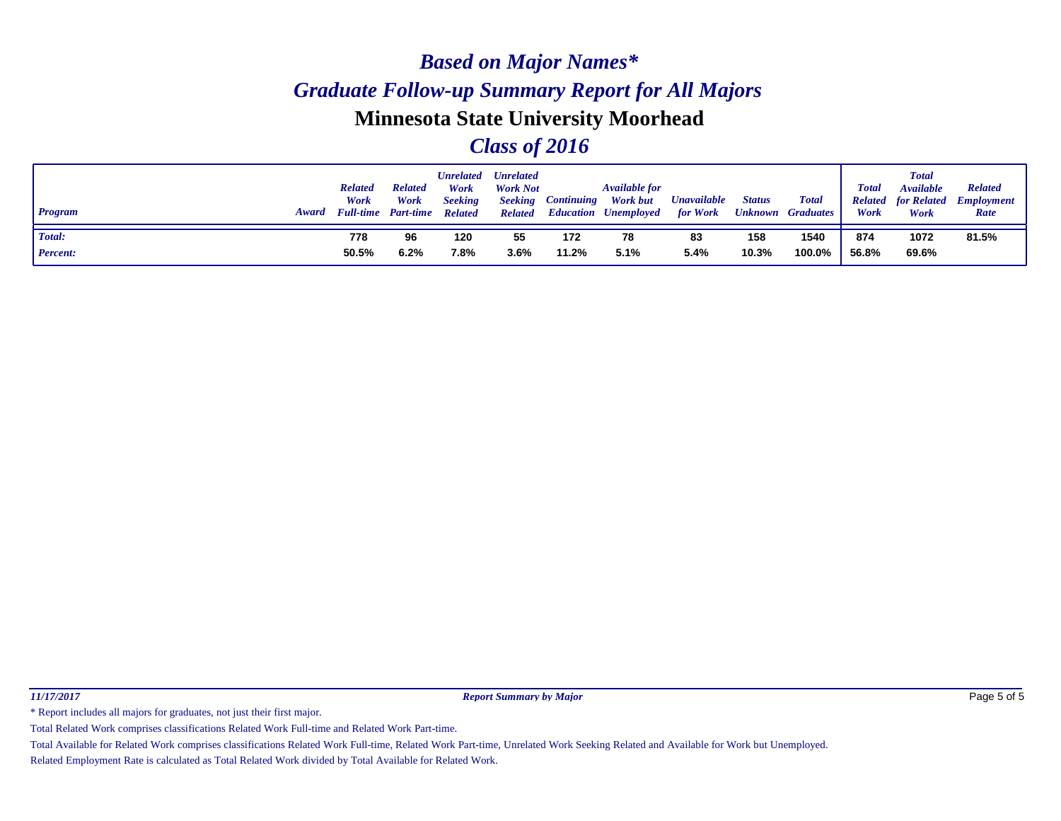# *Based on Major Names**

# *Graduate Follow-up Summary Report for All Majors*

## Minnesota State University Moorhead

## *Class of 2016*

| *Program* | *Award* | *Related Work Full-time* | *Related Work Part-time* | *Unrelated Work Seeking Related* | *Unrelated Work Not Seeking Related* | *Continuing Education* | *Available for Work but Unemployed* | *Unavailable for Work* | *Status Unknown* | *Total Graduates* | *Total Related Work* | *Total Available for Related Work* | *Related Employment Rate* |
|---|---|---|---|---|---|---|---|---|---|---|---|---|---|
| *Total:* | | 778 | 96 | 120 | 55 | 172 | 78 | 83 | 158 | 1540 | 874 | 1072 | 81.5% |
| *Percent:* | | 50.5% | 6.2% | 7.8% | 3.6% | 11.2% | 5.1% | 5.4% | 10.3% | 100.0% | 56.8% | 69.6% | |

*11/17/2017* *Report Summary by Major*

* Report includes all majors for graduates, not just their first major.

Total Related Work comprises classifications Related Work Full-time and Related Work Part-time.

Total Available for Related Work comprises classifications Related Work Full-time, Related Work Part-time, Unrelated Work Seeking Related and Available for Work but Unemployed.

Related Employment Rate is calculated as Total Related Work divided by Total Available for Related Work.